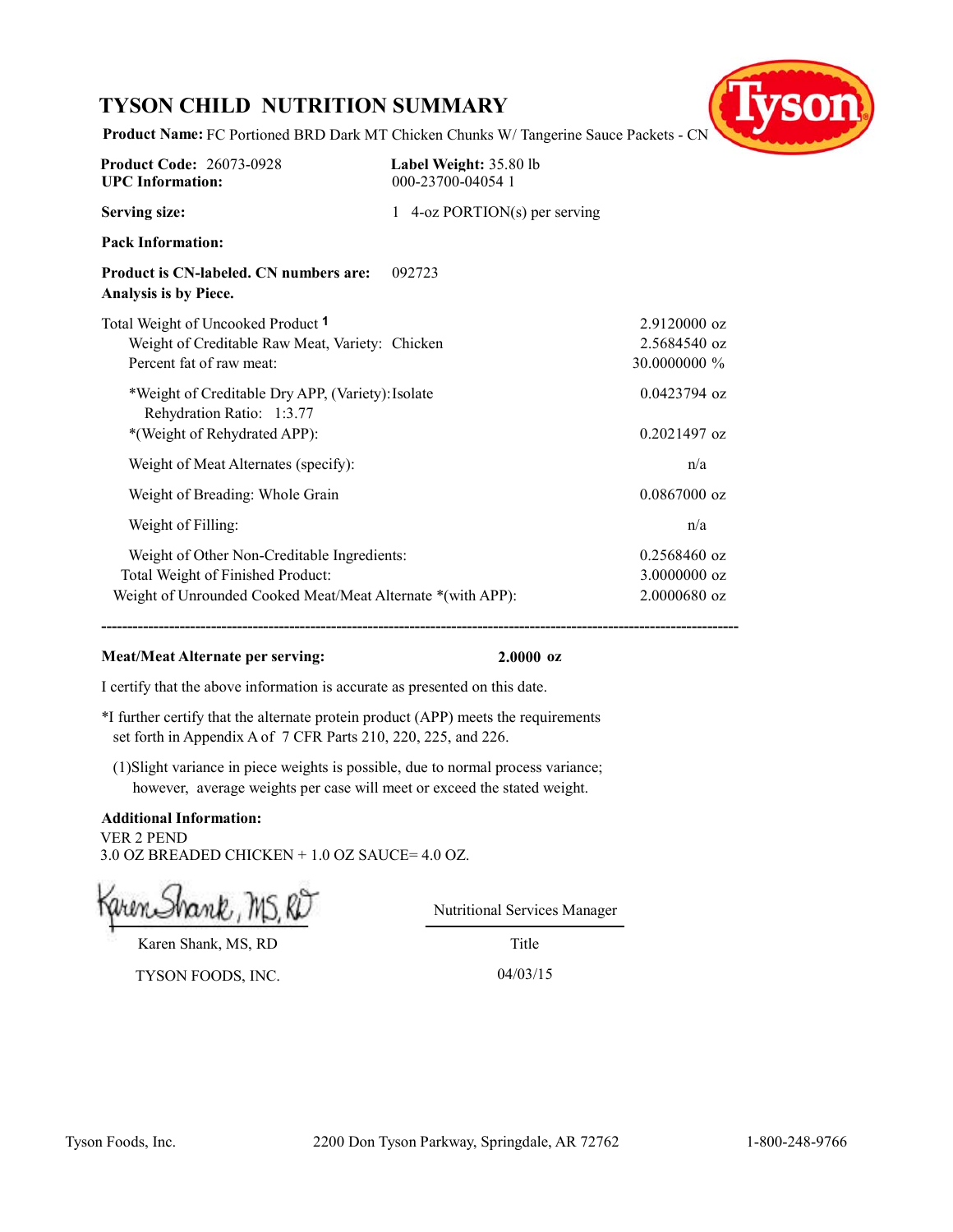# TYSON CHILD NUTRITION SUMMARY

**Product Name:** FC Portioned BRD Dark MT Chicken Chunks W/ Tangerine Sauce Packets - CN

| | |
|---|---|
| **Product Code:** 26073-0928 | **Label Weight:** 35.80 lb |
| **UPC Information:** | 000-23700-04054 1 |
| **Serving size:** | 1 4-oz PORTION(s) per serving |
| **Pack Information:** | |
| **Product is CN-labeled. CN numbers are:** | 092723 |

**Analysis is by Piece.**

| | |
|---|---|
| Total Weight of Uncooked Product [1] | 2.9120000 oz |
| Weight of Creditable Raw Meat, Variety: Chicken | 2.5684540 oz |
| Percent fat of raw meat: | 30.0000000 % |
| *Weight of Creditable Dry APP, (Variety): Isolate<br>Rehydration Ratio: 1:3.77 | 0.0423794 oz |
| *(Weight of Rehydrated APP): | 0.2021497 oz |
| Weight of Meat Alternates (specify): | n/a |
| Weight of Breading: Whole Grain | 0.0867000 oz |
| Weight of Filling: | n/a |
| Weight of Other Non-Creditable Ingredients: | 0.2568460 oz |
| Total Weight of Finished Product: | 3.0000000 oz |
| Weight of Unrounded Cooked Meat/Meat Alternate *(with APP): | 2.0000680 oz |

---

**Meat/Meat Alternate per serving:** **2.0000 oz**

I certify that the above information is accurate as presented on this date.

*I further certify that the alternate protein product (APP) meets the requirements set forth in Appendix A of 7 CFR Parts 210, 220, 225, and 226.

(1)Slight variance in piece weights is possible, due to normal process variance; however, average weights per case will meet or exceed the stated weight.

**Additional Information:**
VER 2 PEND
3.0 OZ BREADED CHICKEN + 1.0 OZ SAUCE= 4.0 OZ.

Karen Shank, MS, RD

| | |
|---|---|
| Karen Shank, MS, RD | Nutritional Services Manager |
| | Title |
| TYSON FOODS, INC. | 04/03/15 |

Tyson Foods, Inc. 2200 Don Tyson Parkway, Springdale, AR 72762 1-800-248-9766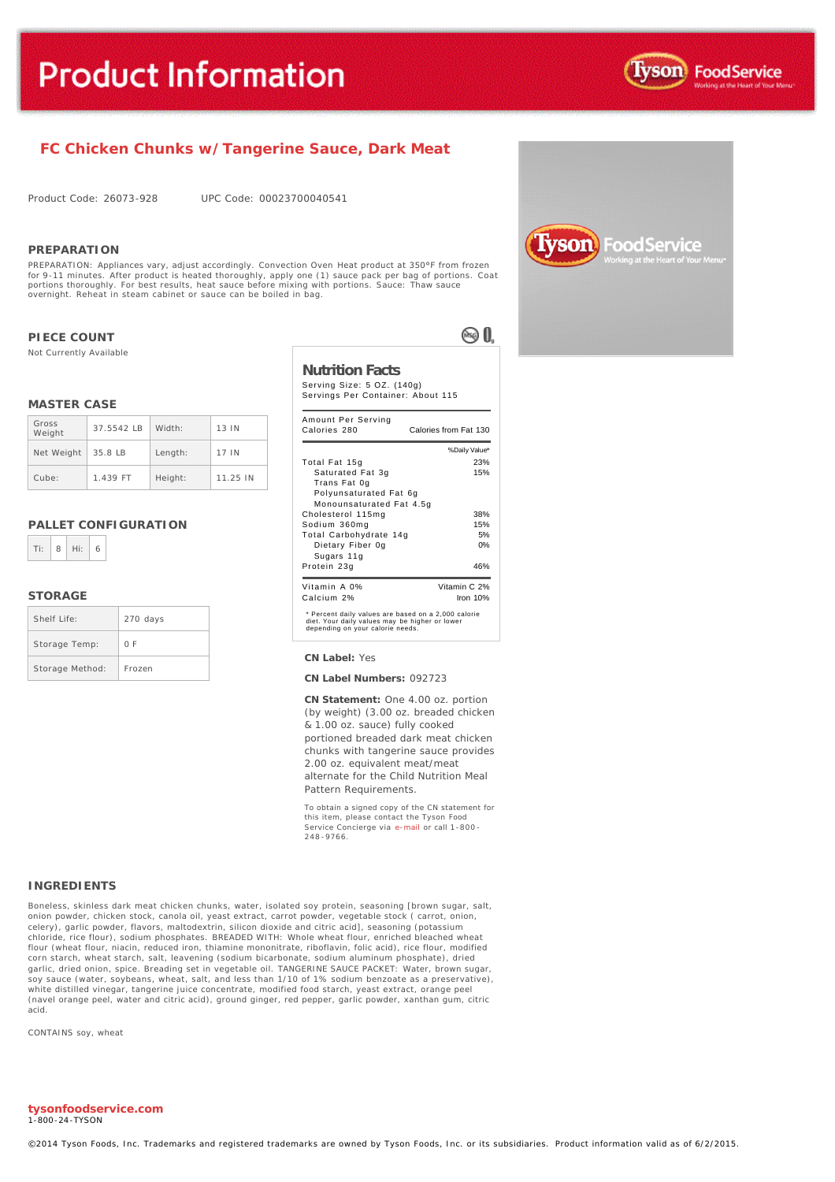# Product Information

## FC Chicken Chunks w/ Tangerine Sauce, Dark Meat

Product Code: 26073-928 UPC Code: 00023700040541

### PREPARATION

PREPARATION: Appliances vary, adjust accordingly. Convection Oven Heat product at 350°F from frozen for 9-11 minutes. After product is heated thoroughly, apply one (1) sauce pack per bag of portions. Coat portions thoroughly. For best results, heat sauce before mixing with portions. Sauce: Thaw sauce overnight. Reheat in steam cabinet or sauce can be boiled in bag.

### PIECE COUNT

Not Currently Available

### MASTER CASE

| | | | |
|---|---|---|---|
| Gross Weight | 37.5542 LB | Width: | 13 IN |
| Net Weight | 35.8 LB | Length: | 17 IN |
| Cube: | 1.439 FT | Height: | 11.25 IN |

### PALLET CONFIGURATION

| | | | |
|---|---|---|---|
| Ti: | 8 | Hi: | 6 |

### STORAGE

| | |
|---|---|
| Shelf Life: | 270 days |
| Storage Temp: | 0 F |
| Storage Method: | Frozen |

### Nutrition Facts

Serving Size: 5 OZ. (140g)
Servings Per Container: About 115

Amount Per Serving

| | |
|---|---|
| Calories 280 | Calories from Fat 130 |
| | %Daily Value* |
| Total Fat 15g | 23% |
| Saturated Fat 3g | 15% |
| Trans Fat 0g | |
| Polyunsaturated Fat 6g | |
| Monounsaturated Fat 4.5g | |
| Cholesterol 115mg | 38% |
| Sodium 360mg | 15% |
| Total Carbohydrate 14g | 5% |
| Dietary Fiber 0g | 0% |
| Sugars 11g | |
| Protein 23g | 46% |
| Vitamin A 0% | Vitamin C 2% |
| Calcium 2% | Iron 10% |

* Percent daily values are based on a 2,000 calorie diet. Your daily values may be higher or lower depending on your calorie needs.

**CN Label:** Yes

**CN Label Numbers:** 092723

**CN Statement:** One 4.00 oz. portion (by weight) (3.00 oz. breaded chicken & 1.00 oz. sauce) fully cooked portioned breaded dark meat chicken chunks with tangerine sauce provides 2.00 oz. equivalent meat/meat alternate for the Child Nutrition Meal Pattern Requirements.

To obtain a signed copy of the CN statement for this item, please contact the Tyson Food Service Concierge via e-mail or call 1-800-248-9766.

### INGREDIENTS

Boneless, skinless dark meat chicken chunks, water, isolated soy protein, seasoning [brown sugar, salt, onion powder, chicken stock, canola oil, yeast extract, carrot powder, vegetable stock ( carrot, onion, celery), garlic powder, flavors, maltodextrin, silicon dioxide and citric acid], seasoning (potassium chloride, rice flour), sodium phosphates. BREADED WITH: Whole wheat flour, enriched bleached wheat flour (wheat flour, niacin, reduced iron, thiamine mononitrate, riboflavin, folic acid), rice flour, modified corn starch, wheat starch, salt, leavening (sodium bicarbonate, sodium aluminum phosphate), dried garlic, dried onion, spice. Breading set in vegetable oil. TANGERINE SAUCE PACKET: Water, brown sugar, soy sauce (water, soybeans, wheat, salt, and less than 1/10 of 1% sodium benzoate as a preservative), white distilled vinegar, tangerine juice concentrate, modified food starch, yeast extract, orange peel (navel orange peel, water and citric acid), ground ginger, red pepper, garlic powder, xanthan gum, citric acid.

CONTAINS soy, wheat

**tysonfoodservice.com**
1-800-24-TYSON

©2014 Tyson Foods, Inc. Trademarks and registered trademarks are owned by Tyson Foods, Inc. or its subsidiaries. Product information valid as of 6/2/2015.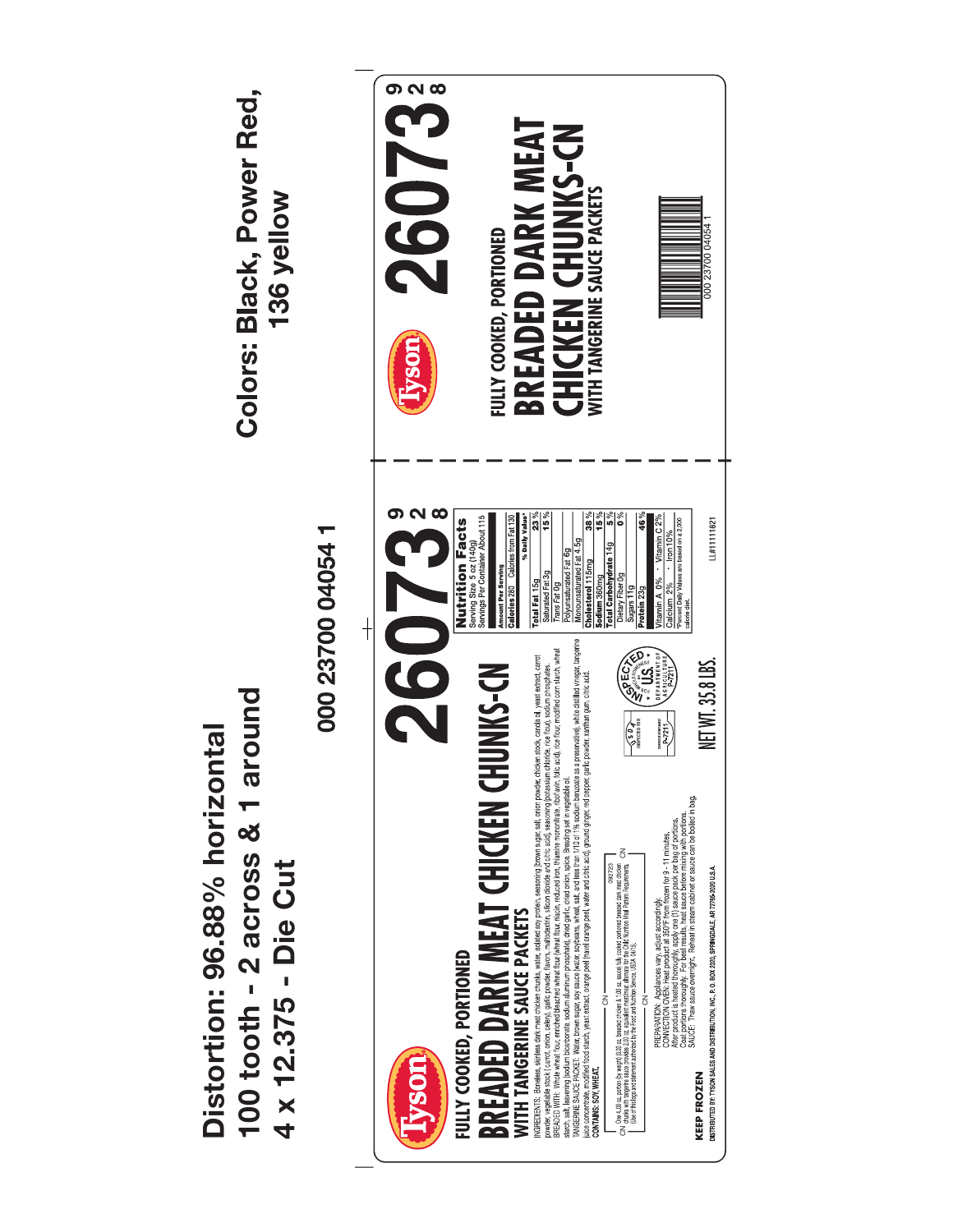Distortion: 96.88% horizontal
100 tooth - 2 across & 1 around
4 x 12.375 - Die Cut

Colors: Black, Power Red, 136 yellow

000 23700 04054 1

Tyson

FULLY COOKED, PORTIONED

# BREADED DARK MEAT CHICKEN CHUNKS-CN

## WITH TANGERINE SAUCE PACKETS

# 26073

928

INGREDIENTS: Boneless, skinless dark meat chicken chunks, water, isolated soy protein, seasoning (brown sugar, salt, onion powder, chicken stock, canola oil, yeast extract, carrot powder, vegetable stock [ carrot, onion, celery], garlic powder, flavors, maltodextrin, silicon dioxide and citric acid), seasoning (potassium chloride, rice flour), sodium phosphates. BREADED WITH: Whole wheat flour, enriched bleached wheat flour (wheat flour, niacin, reduced iron, thiamine mononitrate, riboflavin, folic acid), rice flour, modified corn starch, wheat starch, salt, leavening (sodium bicarbonate, sodium aluminum phosphate), dried garlic, dried onion, spice. Breading set in vegetable oil.
TANGERINE SAUCE PACKET: Water, brown sugar, soy sauce (water, soybeans, wheat, salt, and less than 1/10 of 1% sodium benzoate as a preservative), white distilled vinegar, tangerine juice concentrate, modified food starch, yeast extract, orange peel (navel orange peel, water and citric acid), ground ginger, red pepper, garlic powder, xanthan gum, citric acid.
**CONTAINS: SOY, WHEAT.**

CN — One 4.00 oz. portion (by weight) (3.00 oz. breaded chicken & 1.00 oz. sauce) fully cooked portioned breaded dark meat chicken chunks with tangerine sauce provides 2.00 oz. equivalent meat/meat alternate for the Child Nutrition Meal Pattern Requirements. (Use of this logo and statement authorized by the Food and Nutrition Service, USDA 09/10). 092720 — CN

PREPARATION: Appliances vary, adjust accordingly.
CONVECTION OVEN: Heat product at 350°F from frozen for 9 - 11 minutes.
After product is heated thoroughly, apply one (1) sauce pack per bag of portions.
Coat portions thoroughly. For best results, heat sauce before mixing with portions.
SAUCE: Thaw sauce overnight. Reheat in steam cabinet or sauce can be boiled in bag.

**KEEP FROZEN**

NET WT. 35.8 LBS.

INSPECTED FOR WHOLESOMENESS BY U.S. DEPARTMENT OF AGRICULTURE P-7211

USDA INSPECTED FOR P-7211

DISTRIBUTED BY: TYSON SALES AND DISTRIBUTION, INC., P.O. BOX 2020, SPRINGDALE, AR 72765-2020 U.S.A.

**Nutrition Facts**
Serving Size 5 oz (140g)
Servings Per Container About 115

| Amount Per Serving | |
|---|---|
| Calories 260 Calories from Fat 130 | |
| | % Daily Value* |
| **Total Fat** 15g | 23% |
| Saturated Fat 3g | 15% |
| *Trans* Fat 0g | |
| Polyunsaturated Fat 6g | |
| Monounsaturated Fat 4.5g | |
| **Cholesterol** 115mg | 38% |
| **Sodium** 360mg | 15% |
| **Total Carbohydrate** 14g | 5% |
| Dietary Fiber 0g | 0% |
| Sugars 11g | |
| **Protein** 23g | 46% |
| Vitamin A 0% · Vitamin C 2% | |
| Calcium 2% · Iron 10% | |

*Percent Daily Values are based on a 2,000 calorie diet.

LL#11111821

Tyson

FULLY COOKED, PORTIONED

# BREADED DARK MEAT CHICKEN CHUNKS-CN

## WITH TANGERINE SAUCE PACKETS

# 26073

928

000 23700 04054 1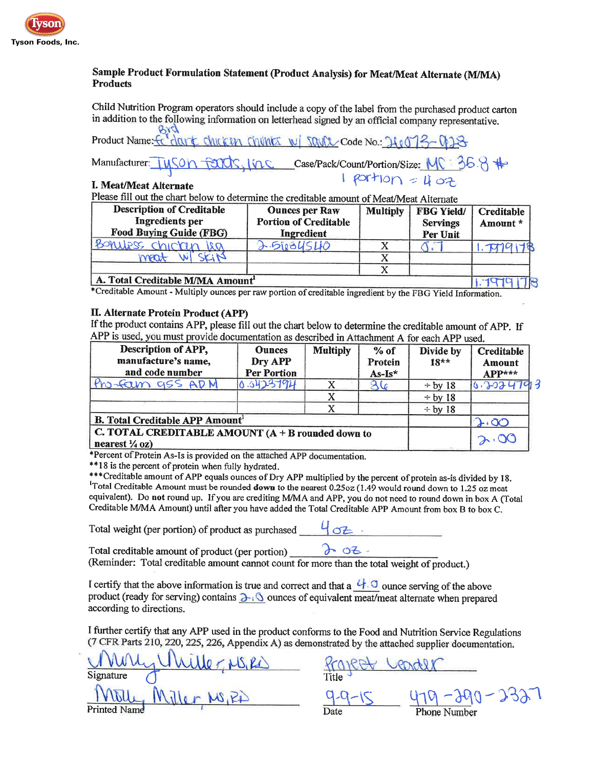Tyson Foods, Inc.

**Sample Product Formulation Statement (Product Analysis) for Meat/Meat Alternate (M/MA) Products**

Child Nutrition Program operators should include a copy of the label from the purchased product carton in addition to the following information on letterhead signed by an official company representative.

Product Name: Brd fc dark chicken chunks w/ sauce Code No.: 26073-928

Manufacturer: Tyson Foods, Inc Case/Pack/Count/Portion/Size: MC 36.8 #

1 portion = 4 oz

**I. Meat/Meat Alternate**

Please fill out the chart below to determine the creditable amount of Meat/Meat Alternate

| Description of Creditable Ingredients per Food Buying Guide (FBG) | Ounces per Raw Portion of Creditable Ingredient | Multiply | FBG Yield/ Servings Per Unit | Creditable Amount * |
|---|---|---|---|---|
| Boneless chicken leg meat w/ skin | 2.51684540 | X | 0.7 | 1.7619178 |
| | | X | | |
| | | X | | |
| **A. Total Creditable M/MA Amount**[1] | | | | 1.7619178 |

*Creditable Amount - Multiply ounces per raw portion of creditable ingredient by the FBG Yield Information.

**II. Alternate Protein Product (APP)**

If the product contains APP, please fill out the chart below to determine the creditable amount of APP. If APP is used, you must provide documentation as described in Attachment A for each APP used.

| Description of APP, manufacture's name, and code number | Ounces Dry APP Per Portion | Multiply | % of Protein As-Is* | Divide by 18** | Creditable Amount APP*** |
|---|---|---|---|---|---|
| Pro-fam 955 ADM | 0.5423794 | X | 86 | ÷ by 18 | 0.2024793 |
| | | X | | ÷ by 18 | |
| | | X | | ÷ by 18 | |
| **B. Total Creditable APP Amount**[1] | | | | | 2.00 |
| **C. TOTAL CREDITABLE AMOUNT (A + B rounded down to nearest ¼ oz)** | | | | | 2.00 |

*Percent of Protein As-Is is provided on the attached APP documentation.
**18 is the percent of protein when fully hydrated.
***Creditable amount of APP equals ounces of Dry APP multiplied by the percent of protein as-is divided by 18.
[1]Total Creditable Amount must be rounded **down** to the nearest 0.25oz (1.49 would round down to 1.25 oz meat equivalent). Do **not** round up. If you are crediting M/MA and APP, you do not need to round down in box A (Total Creditable M/MA Amount) until after you have added the Total Creditable APP Amount from box B to box C.

Total weight (per portion) of product as purchased 4 oz.

Total creditable amount of product (per portion) 2 oz.
(Reminder: Total creditable amount cannot count for more than the total weight of product.)

I certify that the above information is true and correct and that a 4.0 ounce serving of the above product (ready for serving) contains 2.0 ounces of equivalent meat/meat alternate when prepared according to directions.

I further certify that any APP used in the product conforms to the Food and Nutrition Service Regulations (7 CFR Parts 210, 220, 225, 226, Appendix A) as demonstrated by the attached supplier documentation.

Molly Miller, MS, RD
Signature

Project Leader
Title

Molly Miller, MS, RD
Printed Name

9-9-15
Date

479-290-2327
Phone Number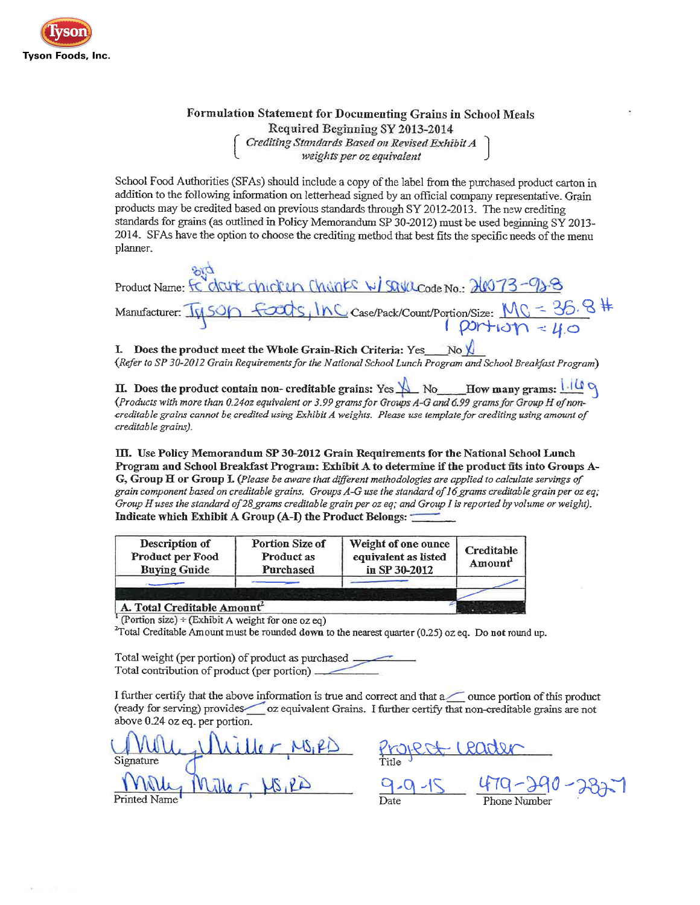Tyson Foods, Inc.

# Formulation Statement for Documenting Grains in School Meals

## Required Beginning SY 2013-2014

*Crediting Standards Based on Revised Exhibit A weights per oz equivalent*

School Food Authorities (SFAs) should include a copy of the label from the purchased product carton in addition to the following information on letterhead signed by an official company representative. Grain products may be credited based on previous standards through SY 2012-2013. The new crediting standards for grains (as outlined in Policy Memorandum SP 30-2012) must be used beginning SY 2013-2014. SFAs have the option to choose the crediting method that best fits the specific needs of the menu planner.

Product Name: FC 3rd dark chicken chunks w/ sauce Code No.: 26073-928

Manufacturer: Tyson Foods, Inc Case/Pack/Count/Portion/Size: MC = 36.8 # 1 portion = 4.0

**I. Does the product meet the Whole Grain-Rich Criteria:** Yes\_\_\_ No X

*(Refer to SP 30-2012 Grain Requirements for the National School Lunch Program and School Breakfast Program)*

**II. Does the product contain non-creditable grains:** Yes X No\_\_\_ **How many grams:** 1.16 g

*(Products with more than 0.24oz equivalent or 3.99 grams for Groups A-G and 6.99 grams for Group H of non-creditable grains cannot be credited using Exhibit A weights. Please use template for crediting using amount of creditable grains).*

**III. Use Policy Memorandum SP 30-2012 Grain Requirements for the National School Lunch Program and School Breakfast Program: Exhibit A to determine if the product fits into Groups A-G, Group H or Group I.** *(Please be aware that different methodologies are applied to calculate servings of grain component based on creditable grains. Groups A-G use the standard of 16 grams creditable grain per oz eq; Group H uses the standard of 28 grams creditable grain per oz eq; and Group I is reported by volume or weight).*

**Indicate which Exhibit A Group (A-I) the Product Belongs:** \_\_\_\_\_

| Description of Product per Food Buying Guide | Portion Size of Product as Purchased | Weight of one ounce equivalent as listed in SP 30-2012 | Creditable Amount[1] |
|---|---|---|---|
| — | — | — | — |
| **A. Total Creditable Amount[2]** | | | |

[1] (Portion size) ÷ (Exhibit A weight for one oz eq)

[2] Total Creditable Amount must be rounded **down** to the nearest quarter (0.25) oz eq. Do **not** round up.

Total weight (per portion) of product as purchased \_\_\_\_\_

Total contribution of product (per portion) \_\_\_\_\_

I further certify that the above information is true and correct and that a \_\_\_ ounce portion of this product (ready for serving) provides \_\_\_ oz equivalent Grains. I further certify that non-creditable grains are not above 0.24 oz eq. per portion.

Signature: Molly Miller, MS, RD

Title: Project Leader

Printed Name: Molly Miller, MS, RD

Date: 9-9-15

Phone Number: 479-290-2827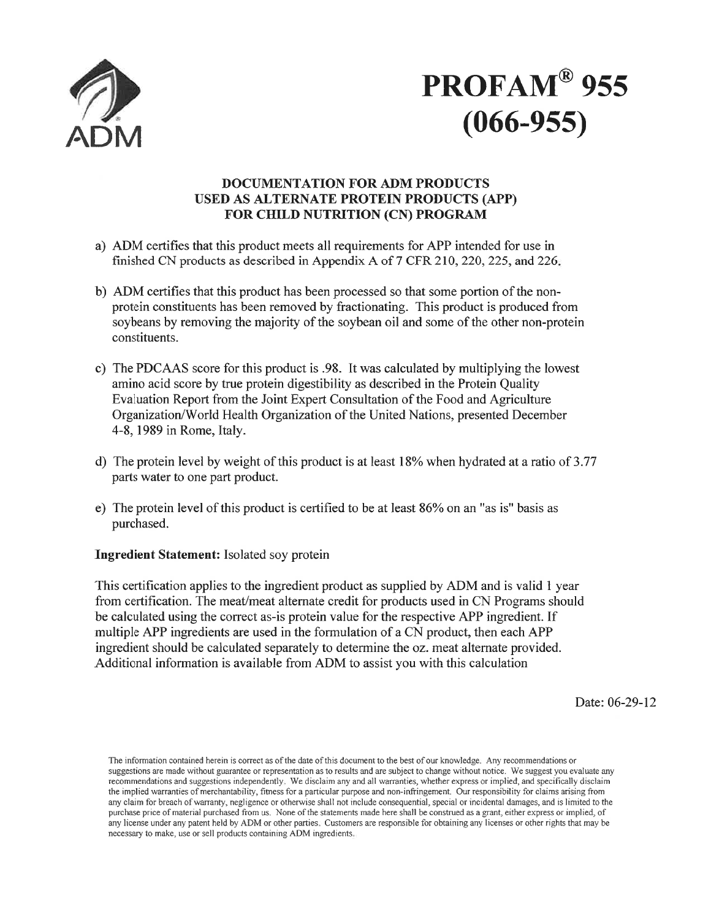ADM

# PROFAM® 955 (066-955)

### DOCUMENTATION FOR ADM PRODUCTS USED AS ALTERNATE PROTEIN PRODUCTS (APP) FOR CHILD NUTRITION (CN) PROGRAM

a) ADM certifies that this product meets all requirements for APP intended for use in finished CN products as described in Appendix A of 7 CFR 210, 220, 225, and 226.

b) ADM certifies that this product has been processed so that some portion of the non-protein constituents has been removed by fractionating. This product is produced from soybeans by removing the majority of the soybean oil and some of the other non-protein constituents.

c) The PDCAAS score for this product is .98. It was calculated by multiplying the lowest amino acid score by true protein digestibility as described in the Protein Quality Evaluation Report from the Joint Expert Consultation of the Food and Agriculture Organization/World Health Organization of the United Nations, presented December 4-8, 1989 in Rome, Italy.

d) The protein level by weight of this product is at least 18% when hydrated at a ratio of 3.77 parts water to one part product.

e) The protein level of this product is certified to be at least 86% on an "as is" basis as purchased.

**Ingredient Statement:** Isolated soy protein

This certification applies to the ingredient product as supplied by ADM and is valid 1 year from certification. The meat/meat alternate credit for products used in CN Programs should be calculated using the correct as-is protein value for the respective APP ingredient. If multiple APP ingredients are used in the formulation of a CN product, then each APP ingredient should be calculated separately to determine the oz. meat alternate provided. Additional information is available from ADM to assist you with this calculation

Date: 06-29-12

The information contained herein is correct as of the date of this document to the best of our knowledge. Any recommendations or suggestions are made without guarantee or representation as to results and are subject to change without notice. We suggest you evaluate any recommendations and suggestions independently. We disclaim any and all warranties, whether express or implied, and specifically disclaim the implied warranties of merchantability, fitness for a particular purpose and non-infringement. Our responsibility for claims arising from any claim for breach of warranty, negligence or otherwise shall not include consequential, special or incidental damages, and is limited to the purchase price of material purchased from us. None of the statements made here shall be construed as a grant, either express or implied, of any license under any patent held by ADM or other parties. Customers are responsible for obtaining any licenses or other rights that may be necessary to make, use or sell products containing ADM ingredients.